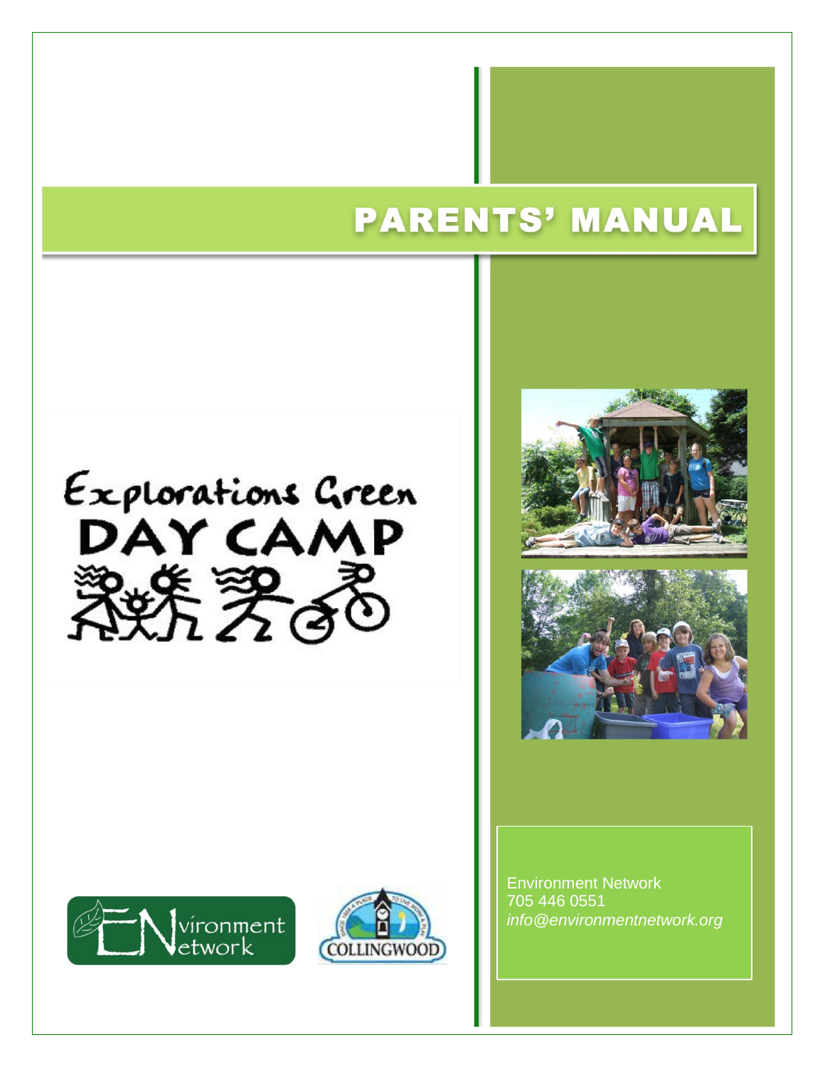# PARENTS' MANUAL

Explorations Green

DAY CAMP

Environment Network

705 446 0551

*info@environmentnetwork.org*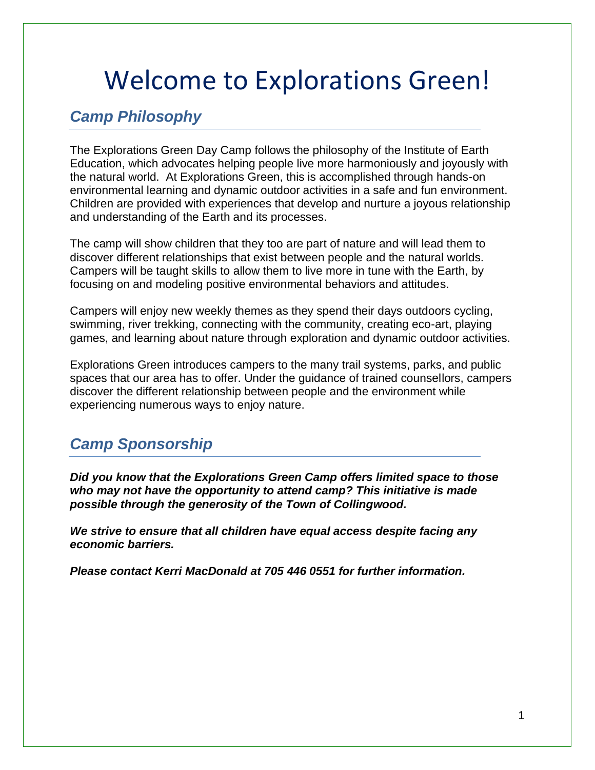# Welcome to Explorations Green!

## *Camp Philosophy*

The Explorations Green Day Camp follows the philosophy of the Institute of Earth Education, which advocates helping people live more harmoniously and joyously with the natural world. At Explorations Green, this is accomplished through hands-on environmental learning and dynamic outdoor activities in a safe and fun environment. Children are provided with experiences that develop and nurture a joyous relationship and understanding of the Earth and its processes.

The camp will show children that they too are part of nature and will lead them to discover different relationships that exist between people and the natural worlds. Campers will be taught skills to allow them to live more in tune with the Earth, by focusing on and modeling positive environmental behaviors and attitudes.

Campers will enjoy new weekly themes as they spend their days outdoors cycling, swimming, river trekking, connecting with the community, creating eco-art, playing games, and learning about nature through exploration and dynamic outdoor activities.

Explorations Green introduces campers to the many trail systems, parks, and public spaces that our area has to offer. Under the guidance of trained counsellors, campers discover the different relationship between people and the environment while experiencing numerous ways to enjoy nature.

## *Camp Sponsorship*

***Did you know that the Explorations Green Camp offers limited space to those who may not have the opportunity to attend camp? This initiative is made possible through the generosity of the Town of Collingwood.***

***We strive to ensure that all children have equal access despite facing any economic barriers.***

***Please contact Kerri MacDonald at 705 446 0551 for further information.***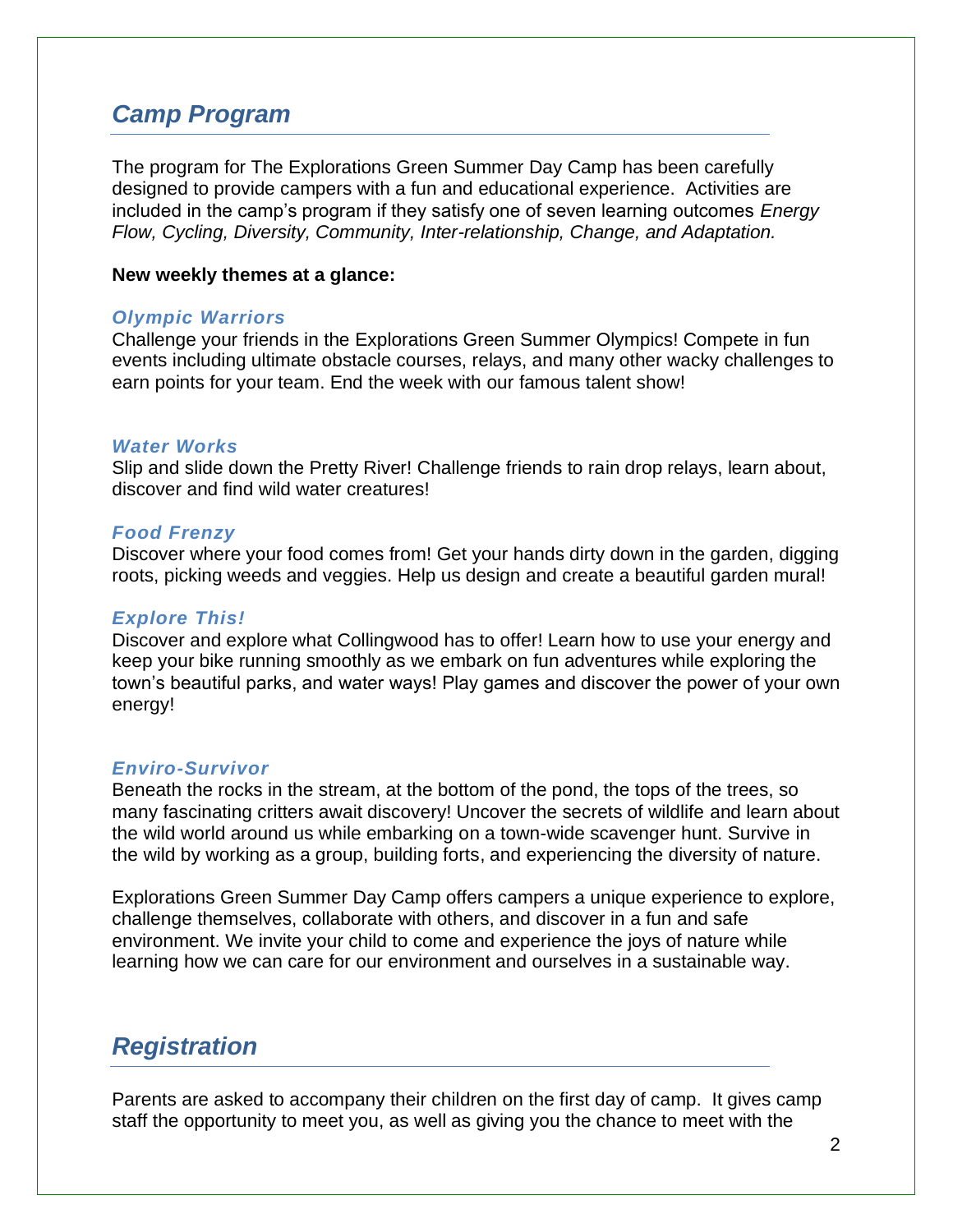## *Camp Program*

The program for The Explorations Green Summer Day Camp has been carefully designed to provide campers with a fun and educational experience. Activities are included in the camp's program if they satisfy one of seven learning outcomes *Energy Flow, Cycling, Diversity, Community, Inter-relationship, Change, and Adaptation.*

**New weekly themes at a glance:**

### *Olympic Warriors*

Challenge your friends in the Explorations Green Summer Olympics! Compete in fun events including ultimate obstacle courses, relays, and many other wacky challenges to earn points for your team. End the week with our famous talent show!

### *Water Works*

Slip and slide down the Pretty River! Challenge friends to rain drop relays, learn about, discover and find wild water creatures!

### *Food Frenzy*

Discover where your food comes from! Get your hands dirty down in the garden, digging roots, picking weeds and veggies. Help us design and create a beautiful garden mural!

### *Explore This!*

Discover and explore what Collingwood has to offer! Learn how to use your energy and keep your bike running smoothly as we embark on fun adventures while exploring the town's beautiful parks, and water ways! Play games and discover the power of your own energy!

### *Enviro-Survivor*

Beneath the rocks in the stream, at the bottom of the pond, the tops of the trees, so many fascinating critters await discovery! Uncover the secrets of wildlife and learn about the wild world around us while embarking on a town-wide scavenger hunt. Survive in the wild by working as a group, building forts, and experiencing the diversity of nature.

Explorations Green Summer Day Camp offers campers a unique experience to explore, challenge themselves, collaborate with others, and discover in a fun and safe environment. We invite your child to come and experience the joys of nature while learning how we can care for our environment and ourselves in a sustainable way.

## *Registration*

Parents are asked to accompany their children on the first day of camp. It gives camp staff the opportunity to meet you, as well as giving you the chance to meet with the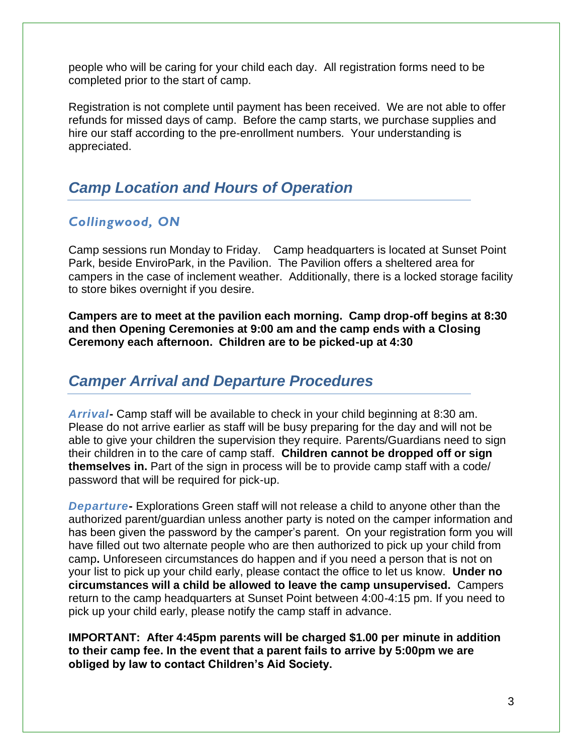people who will be caring for your child each day. All registration forms need to be completed prior to the start of camp.

Registration is not complete until payment has been received. We are not able to offer refunds for missed days of camp. Before the camp starts, we purchase supplies and hire our staff according to the pre-enrollment numbers. Your understanding is appreciated.

## *Camp Location and Hours of Operation*

### *Collingwood, ON*

Camp sessions run Monday to Friday. Camp headquarters is located at Sunset Point Park, beside EnviroPark, in the Pavilion. The Pavilion offers a sheltered area for campers in the case of inclement weather. Additionally, there is a locked storage facility to store bikes overnight if you desire.

**Campers are to meet at the pavilion each morning. Camp drop-off begins at 8:30 and then Opening Ceremonies at 9:00 am and the camp ends with a Closing Ceremony each afternoon. Children are to be picked-up at 4:30**

## *Camper Arrival and Departure Procedures*

***Arrival*-** Camp staff will be available to check in your child beginning at 8:30 am. Please do not arrive earlier as staff will be busy preparing for the day and will not be able to give your children the supervision they require. Parents/Guardians need to sign their children in to the care of camp staff. **Children cannot be dropped off or sign themselves in.** Part of the sign in process will be to provide camp staff with a code/ password that will be required for pick-up.

***Departure*-** Explorations Green staff will not release a child to anyone other than the authorized parent/guardian unless another party is noted on the camper information and has been given the password by the camper's parent. On your registration form you will have filled out two alternate people who are then authorized to pick up your child from camp**.** Unforeseen circumstances do happen and if you need a person that is not on your list to pick up your child early, please contact the office to let us know. **Under no circumstances will a child be allowed to leave the camp unsupervised.** Campers return to the camp headquarters at Sunset Point between 4:00-4:15 pm. If you need to pick up your child early, please notify the camp staff in advance.

**IMPORTANT: After 4:45pm parents will be charged $1.00 per minute in addition to their camp fee. In the event that a parent fails to arrive by 5:00pm we are obliged by law to contact Children's Aid Society.**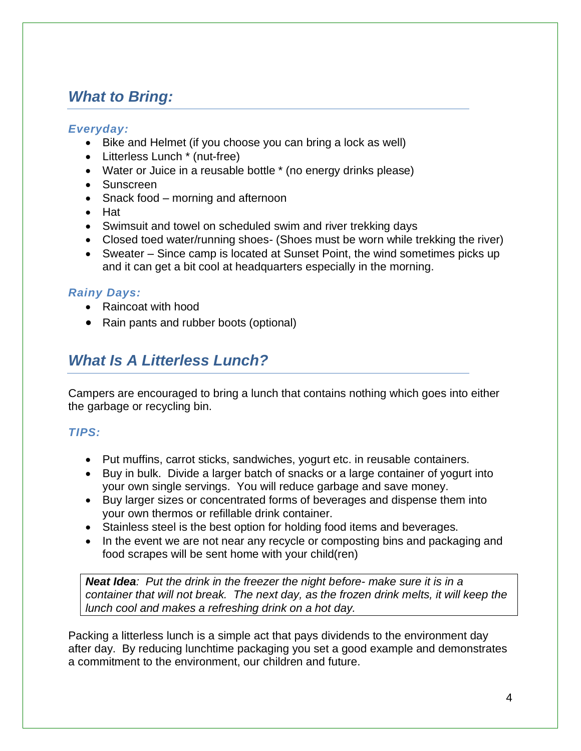## *What to Bring:*

### *Everyday:*

- Bike and Helmet (if you choose you can bring a lock as well)
- Litterless Lunch * (nut-free)
- Water or Juice in a reusable bottle * (no energy drinks please)
- Sunscreen
- Snack food – morning and afternoon
- Hat
- Swimsuit and towel on scheduled swim and river trekking days
- Closed toed water/running shoes- (Shoes must be worn while trekking the river)
- Sweater – Since camp is located at Sunset Point, the wind sometimes picks up and it can get a bit cool at headquarters especially in the morning.

### *Rainy Days:*

- Raincoat with hood
- Rain pants and rubber boots (optional)

## *What Is A Litterless Lunch?*

Campers are encouraged to bring a lunch that contains nothing which goes into either the garbage or recycling bin.

### *TIPS:*

- Put muffins, carrot sticks, sandwiches, yogurt etc. in reusable containers.
- Buy in bulk. Divide a larger batch of snacks or a large container of yogurt into your own single servings. You will reduce garbage and save money.
- Buy larger sizes or concentrated forms of beverages and dispense them into your own thermos or refillable drink container.
- Stainless steel is the best option for holding food items and beverages.
- In the event we are not near any recycle or composting bins and packaging and food scrapes will be sent home with your child(ren)

> ***Neat Idea**: Put the drink in the freezer the night before- make sure it is in a container that will not break. The next day, as the frozen drink melts, it will keep the lunch cool and makes a refreshing drink on a hot day.*

Packing a litterless lunch is a simple act that pays dividends to the environment day after day. By reducing lunchtime packaging you set a good example and demonstrates a commitment to the environment, our children and future.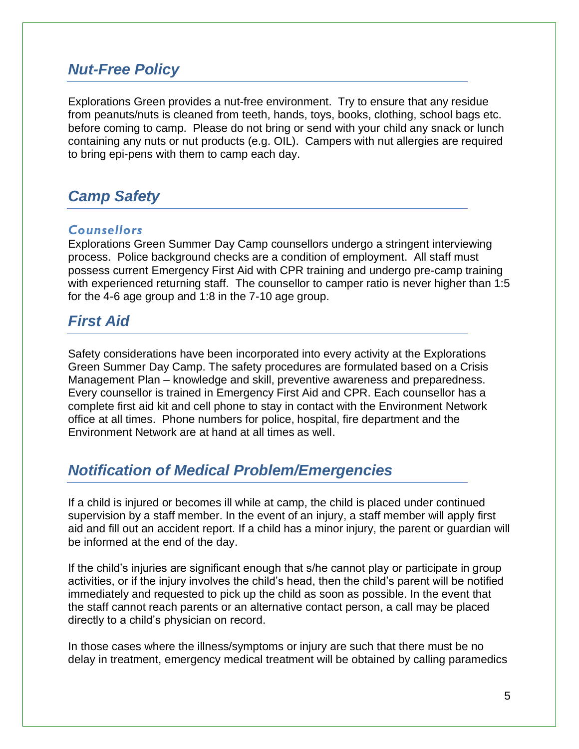## *Nut-Free Policy*

Explorations Green provides a nut-free environment. Try to ensure that any residue from peanuts/nuts is cleaned from teeth, hands, toys, books, clothing, school bags etc. before coming to camp. Please do not bring or send with your child any snack or lunch containing any nuts or nut products (e.g. OIL). Campers with nut allergies are required to bring epi-pens with them to camp each day.

## *Camp Safety*

### *Counsellors*

Explorations Green Summer Day Camp counsellors undergo a stringent interviewing process. Police background checks are a condition of employment. All staff must possess current Emergency First Aid with CPR training and undergo pre-camp training with experienced returning staff. The counsellor to camper ratio is never higher than 1:5 for the 4-6 age group and 1:8 in the 7-10 age group.

## *First Aid*

Safety considerations have been incorporated into every activity at the Explorations Green Summer Day Camp. The safety procedures are formulated based on a Crisis Management Plan – knowledge and skill, preventive awareness and preparedness. Every counsellor is trained in Emergency First Aid and CPR. Each counsellor has a complete first aid kit and cell phone to stay in contact with the Environment Network office at all times. Phone numbers for police, hospital, fire department and the Environment Network are at hand at all times as well.

## *Notification of Medical Problem/Emergencies*

If a child is injured or becomes ill while at camp, the child is placed under continued supervision by a staff member. In the event of an injury, a staff member will apply first aid and fill out an accident report. If a child has a minor injury, the parent or guardian will be informed at the end of the day.

If the child's injuries are significant enough that s/he cannot play or participate in group activities, or if the injury involves the child's head, then the child's parent will be notified immediately and requested to pick up the child as soon as possible. In the event that the staff cannot reach parents or an alternative contact person, a call may be placed directly to a child's physician on record.

In those cases where the illness/symptoms or injury are such that there must be no delay in treatment, emergency medical treatment will be obtained by calling paramedics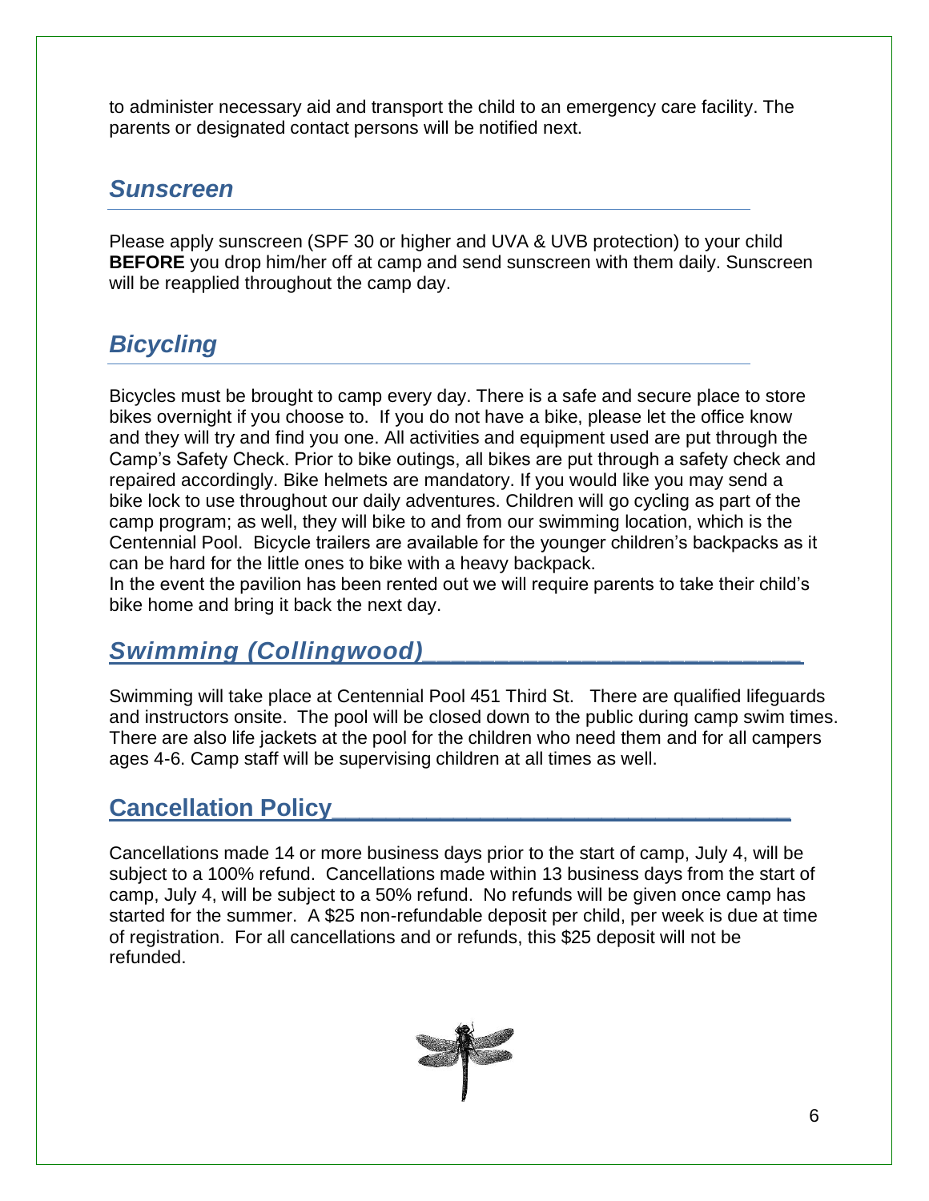to administer necessary aid and transport the child to an emergency care facility. The parents or designated contact persons will be notified next.

## *Sunscreen*

Please apply sunscreen (SPF 30 or higher and UVA & UVB protection) to your child **BEFORE** you drop him/her off at camp and send sunscreen with them daily. Sunscreen will be reapplied throughout the camp day.

## *Bicycling*

Bicycles must be brought to camp every day. There is a safe and secure place to store bikes overnight if you choose to. If you do not have a bike, please let the office know and they will try and find you one. All activities and equipment used are put through the Camp's Safety Check. Prior to bike outings, all bikes are put through a safety check and repaired accordingly. Bike helmets are mandatory. If you would like you may send a bike lock to use throughout our daily adventures. Children will go cycling as part of the camp program; as well, they will bike to and from our swimming location, which is the Centennial Pool. Bicycle trailers are available for the younger children's backpacks as it can be hard for the little ones to bike with a heavy backpack.
In the event the pavilion has been rented out we will require parents to take their child's bike home and bring it back the next day.

## *Swimming (Collingwood)*

Swimming will take place at Centennial Pool 451 Third St. There are qualified lifeguards and instructors onsite. The pool will be closed down to the public during camp swim times. There are also life jackets at the pool for the children who need them and for all campers ages 4-6. Camp staff will be supervising children at all times as well.

## Cancellation Policy

Cancellations made 14 or more business days prior to the start of camp, July 4, will be subject to a 100% refund. Cancellations made within 13 business days from the start of camp, July 4, will be subject to a 50% refund. No refunds will be given once camp has started for the summer. A $25 non-refundable deposit per child, per week is due at time of registration. For all cancellations and or refunds, this $25 deposit will not be refunded.